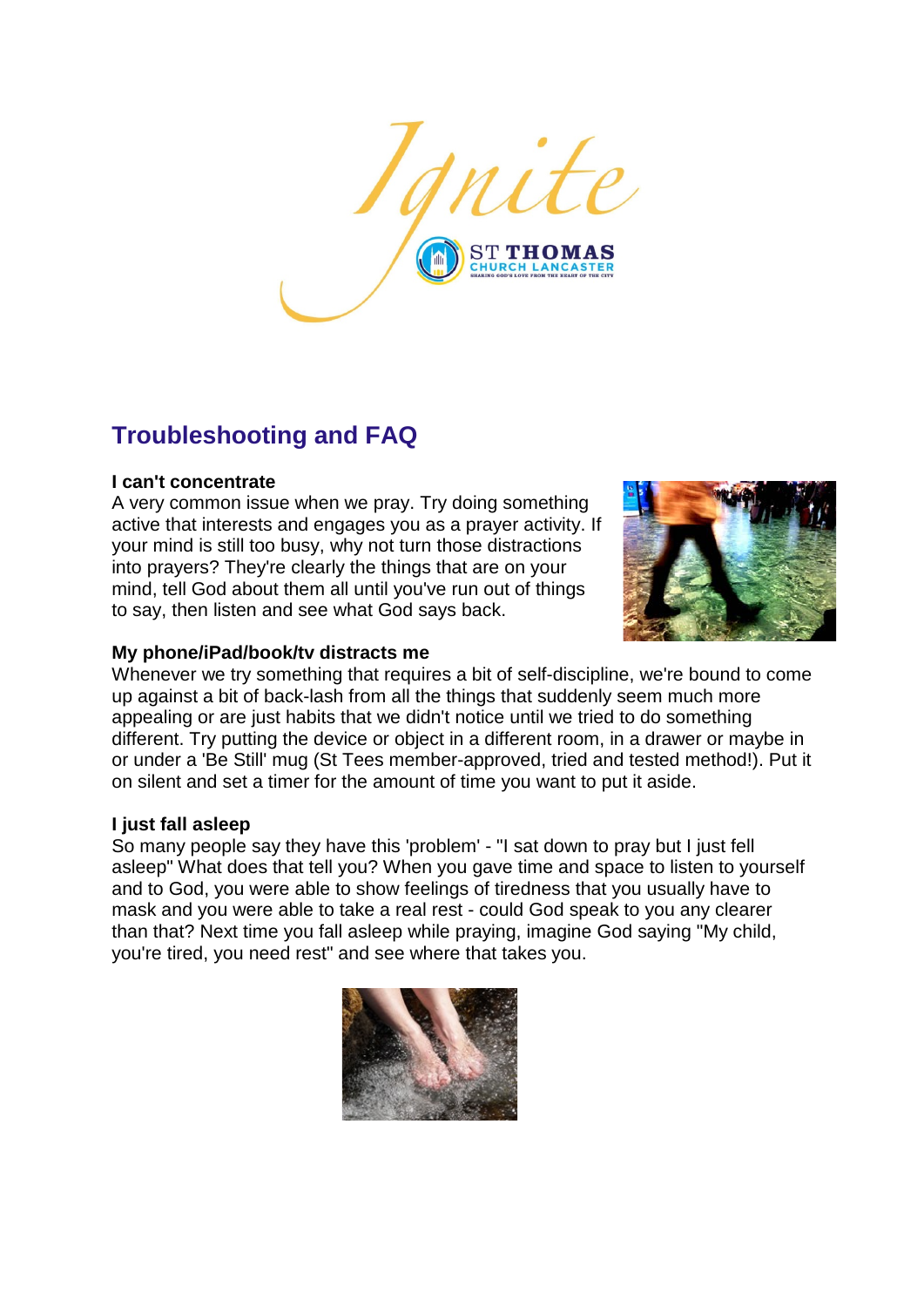Ignite

ST THOMAS CHURCH LANCASTER

SHARING GOD'S LOVE FROM THE HEART OF THE CITY

## Troubleshooting and FAQ

**I can't concentrate**

A very common issue when we pray. Try doing something active that interests and engages you as a prayer activity. If your mind is still too busy, why not turn those distractions into prayers? They're clearly the things that are on your mind, tell God about them all until you've run out of things to say, then listen and see what God says back.

**My phone/iPad/book/tv distracts me**

Whenever we try something that requires a bit of self-discipline, we're bound to come up against a bit of back-lash from all the things that suddenly seem much more appealing or are just habits that we didn't notice until we tried to do something different. Try putting the device or object in a different room, in a drawer or maybe in or under a 'Be Still' mug (St Tees member-approved, tried and tested method!). Put it on silent and set a timer for the amount of time you want to put it aside.

**I just fall asleep**

So many people say they have this 'problem' - "I sat down to pray but I just fell asleep" What does that tell you? When you gave time and space to listen to yourself and to God, you were able to show feelings of tiredness that you usually have to mask and you were able to take a real rest - could God speak to you any clearer than that? Next time you fall asleep while praying, imagine God saying "My child, you're tired, you need rest" and see where that takes you.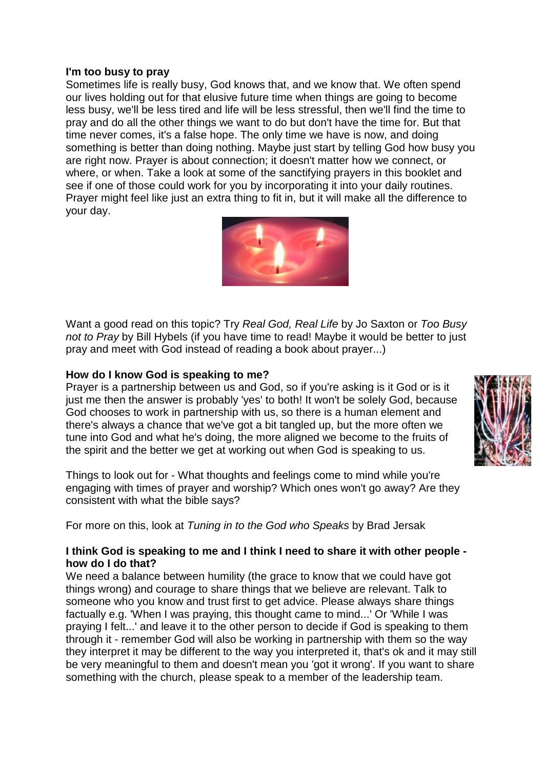**I'm too busy to pray**

Sometimes life is really busy, God knows that, and we know that. We often spend our lives holding out for that elusive future time when things are going to become less busy, we'll be less tired and life will be less stressful, then we'll find the time to pray and do all the other things we want to do but don't have the time for. But that time never comes, it's a false hope. The only time we have is now, and doing something is better than doing nothing. Maybe just start by telling God how busy you are right now. Prayer is about connection; it doesn't matter how we connect, or where, or when. Take a look at some of the sanctifying prayers in this booklet and see if one of those could work for you by incorporating it into your daily routines. Prayer might feel like just an extra thing to fit in, but it will make all the difference to your day.

Want a good read on this topic? Try *Real God, Real Life* by Jo Saxton or *Too Busy not to Pray* by Bill Hybels (if you have time to read! Maybe it would be better to just pray and meet with God instead of reading a book about prayer...)

**How do I know God is speaking to me?**

Prayer is a partnership between us and God, so if you're asking is it God or is it just me then the answer is probably 'yes' to both! It won't be solely God, because God chooses to work in partnership with us, so there is a human element and there's always a chance that we've got a bit tangled up, but the more often we tune into God and what he's doing, the more aligned we become to the fruits of the spirit and the better we get at working out when God is speaking to us.

Things to look out for - What thoughts and feelings come to mind while you're engaging with times of prayer and worship? Which ones won't go away? Are they consistent with what the bible says?

For more on this, look at *Tuning in to the God who Speaks* by Brad Jersak

**I think God is speaking to me and I think I need to share it with other people - how do I do that?**

We need a balance between humility (the grace to know that we could have got things wrong) and courage to share things that we believe are relevant. Talk to someone who you know and trust first to get advice. Please always share things factually e.g. 'When I was praying, this thought came to mind...' Or 'While I was praying I felt...' and leave it to the other person to decide if God is speaking to them through it - remember God will also be working in partnership with them so the way they interpret it may be different to the way you interpreted it, that's ok and it may still be very meaningful to them and doesn't mean you 'got it wrong'. If you want to share something with the church, please speak to a member of the leadership team.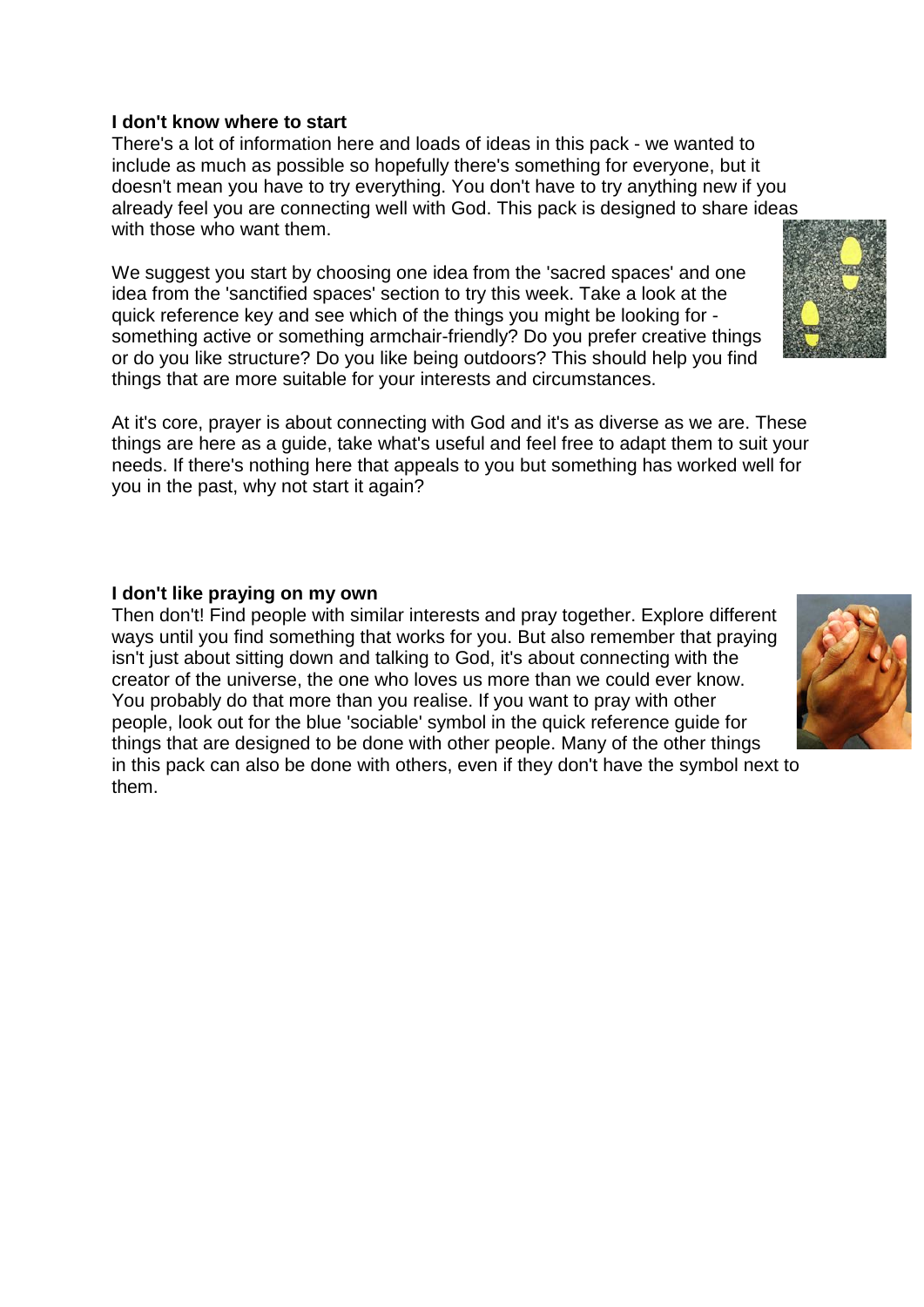**I don't know where to start**

There's a lot of information here and loads of ideas in this pack - we wanted to include as much as possible so hopefully there's something for everyone, but it doesn't mean you have to try everything. You don't have to try anything new if you already feel you are connecting well with God. This pack is designed to share ideas with those who want them.

We suggest you start by choosing one idea from the 'sacred spaces' and one idea from the 'sanctified spaces' section to try this week. Take a look at the quick reference key and see which of the things you might be looking for - something active or something armchair-friendly? Do you prefer creative things or do you like structure? Do you like being outdoors? This should help you find things that are more suitable for your interests and circumstances.

At it's core, prayer is about connecting with God and it's as diverse as we are. These things are here as a guide, take what's useful and feel free to adapt them to suit your needs. If there's nothing here that appeals to you but something has worked well for you in the past, why not start it again?

**I don't like praying on my own**

Then don't! Find people with similar interests and pray together. Explore different ways until you find something that works for you. But also remember that praying isn't just about sitting down and talking to God, it's about connecting with the creator of the universe, the one who loves us more than we could ever know. You probably do that more than you realise. If you want to pray with other people, look out for the blue 'sociable' symbol in the quick reference guide for things that are designed to be done with other people. Many of the other things in this pack can also be done with others, even if they don't have the symbol next to them.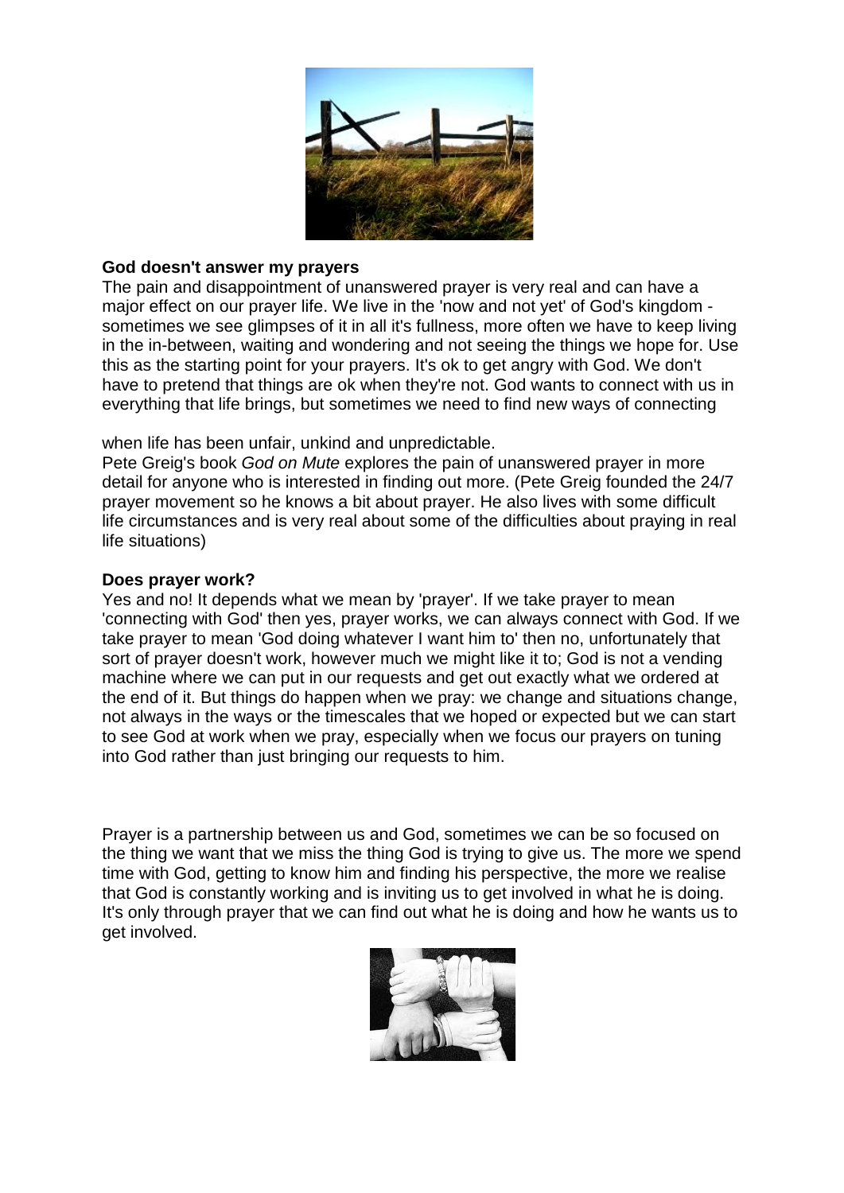**God doesn't answer my prayers**

The pain and disappointment of unanswered prayer is very real and can have a major effect on our prayer life. We live in the 'now and not yet' of God's kingdom - sometimes we see glimpses of it in all it's fullness, more often we have to keep living in the in-between, waiting and wondering and not seeing the things we hope for. Use this as the starting point for your prayers. It's ok to get angry with God. We don't have to pretend that things are ok when they're not. God wants to connect with us in everything that life brings, but sometimes we need to find new ways of connecting

when life has been unfair, unkind and unpredictable.

Pete Greig's book *God on Mute* explores the pain of unanswered prayer in more detail for anyone who is interested in finding out more. (Pete Greig founded the 24/7 prayer movement so he knows a bit about prayer. He also lives with some difficult life circumstances and is very real about some of the difficulties about praying in real life situations)

**Does prayer work?**

Yes and no! It depends what we mean by 'prayer'. If we take prayer to mean 'connecting with God' then yes, prayer works, we can always connect with God. If we take prayer to mean 'God doing whatever I want him to' then no, unfortunately that sort of prayer doesn't work, however much we might like it to; God is not a vending machine where we can put in our requests and get out exactly what we ordered at the end of it. But things do happen when we pray: we change and situations change, not always in the ways or the timescales that we hoped or expected but we can start to see God at work when we pray, especially when we focus our prayers on tuning into God rather than just bringing our requests to him.

Prayer is a partnership between us and God, sometimes we can be so focused on the thing we want that we miss the thing God is trying to give us. The more we spend time with God, getting to know him and finding his perspective, the more we realise that God is constantly working and is inviting us to get involved in what he is doing. It's only through prayer that we can find out what he is doing and how he wants us to get involved.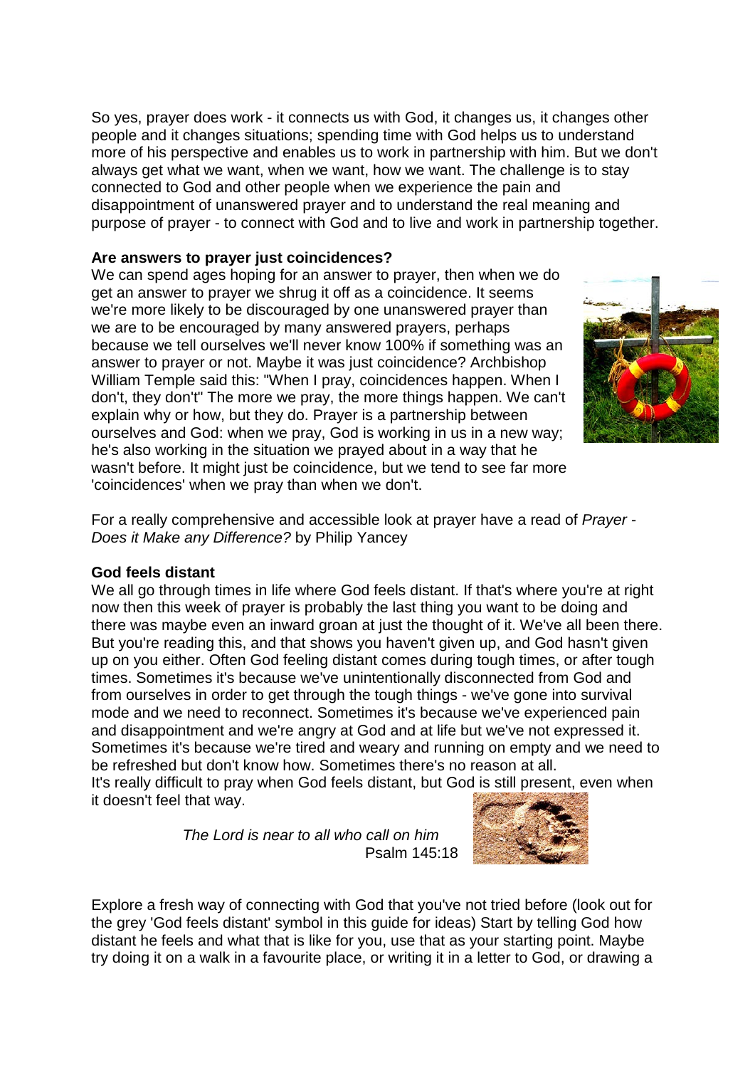So yes, prayer does work - it connects us with God, it changes us, it changes other people and it changes situations; spending time with God helps us to understand more of his perspective and enables us to work in partnership with him. But we don't always get what we want, when we want, how we want. The challenge is to stay connected to God and other people when we experience the pain and disappointment of unanswered prayer and to understand the real meaning and purpose of prayer - to connect with God and to live and work in partnership together.

**Are answers to prayer just coincidences?**

We can spend ages hoping for an answer to prayer, then when we do get an answer to prayer we shrug it off as a coincidence. It seems we're more likely to be discouraged by one unanswered prayer than we are to be encouraged by many answered prayers, perhaps because we tell ourselves we'll never know 100% if something was an answer to prayer or not. Maybe it was just coincidence? Archbishop William Temple said this: "When I pray, coincidences happen. When I don't, they don't" The more we pray, the more things happen. We can't explain why or how, but they do. Prayer is a partnership between ourselves and God: when we pray, God is working in us in a new way; he's also working in the situation we prayed about in a way that he wasn't before. It might just be coincidence, but we tend to see far more 'coincidences' when we pray than when we don't.

For a really comprehensive and accessible look at prayer have a read of *Prayer - Does it Make any Difference?* by Philip Yancey

**God feels distant**

We all go through times in life where God feels distant. If that's where you're at right now then this week of prayer is probably the last thing you want to be doing and there was maybe even an inward groan at just the thought of it. We've all been there. But you're reading this, and that shows you haven't given up, and God hasn't given up on you either. Often God feeling distant comes during tough times, or after tough times. Sometimes it's because we've unintentionally disconnected from God and from ourselves in order to get through the tough things - we've gone into survival mode and we need to reconnect. Sometimes it's because we've experienced pain and disappointment and we're angry at God and at life but we've not expressed it. Sometimes it's because we're tired and weary and running on empty and we need to be refreshed but don't know how. Sometimes there's no reason at all.
It's really difficult to pray when God feels distant, but God is still present, even when it doesn't feel that way.

*The Lord is near to all who call on him*
Psalm 145:18

Explore a fresh way of connecting with God that you've not tried before (look out for the grey 'God feels distant' symbol in this guide for ideas) Start by telling God how distant he feels and what that is like for you, use that as your starting point. Maybe try doing it on a walk in a favourite place, or writing it in a letter to God, or drawing a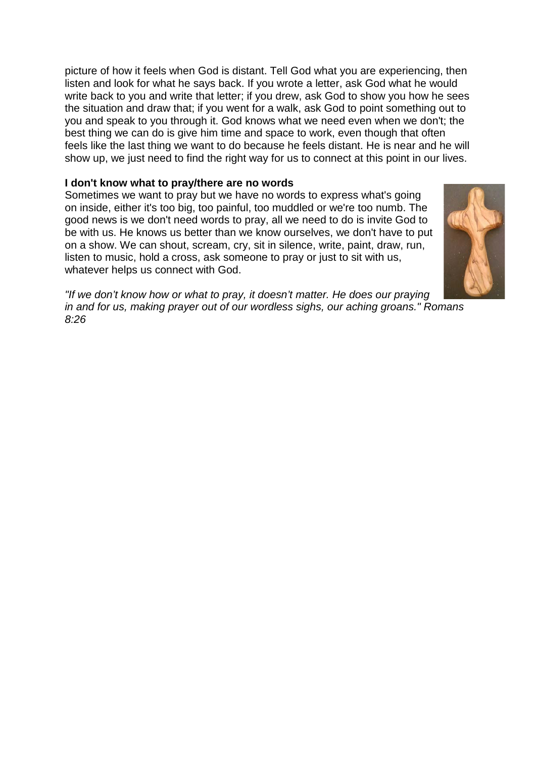picture of how it feels when God is distant. Tell God what you are experiencing, then listen and look for what he says back. If you wrote a letter, ask God what he would write back to you and write that letter; if you drew, ask God to show you how he sees the situation and draw that; if you went for a walk, ask God to point something out to you and speak to you through it. God knows what we need even when we don't; the best thing we can do is give him time and space to work, even though that often feels like the last thing we want to do because he feels distant. He is near and he will show up, we just need to find the right way for us to connect at this point in our lives.

**I don't know what to pray/there are no words**

Sometimes we want to pray but we have no words to express what's going on inside, either it's too big, too painful, too muddled or we're too numb. The good news is we don't need words to pray, all we need to do is invite God to be with us. He knows us better than we know ourselves, we don't have to put on a show. We can shout, scream, cry, sit in silence, write, paint, draw, run, listen to music, hold a cross, ask someone to pray or just to sit with us, whatever helps us connect with God.

*"If we don't know how or what to pray, it doesn't matter. He does our praying in and for us, making prayer out of our wordless sighs, our aching groans." Romans 8:26*